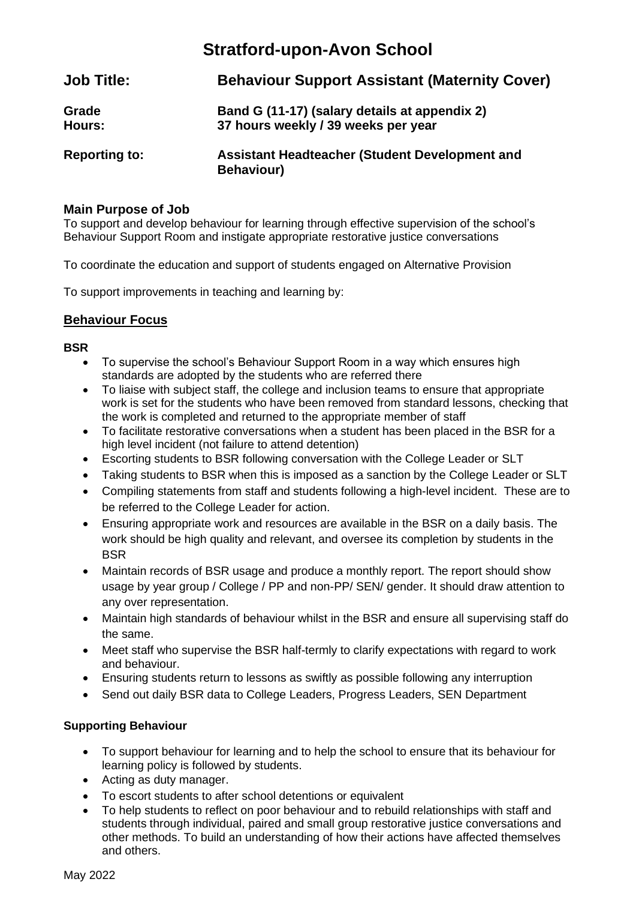# Stratford-upon-Avon School

| | |
|---|---|
| **Job Title:** | **Behaviour Support Assistant (Maternity Cover)** |
| **Grade** | **Band G (11-17) (salary details at appendix 2)** |
| **Hours:** | **37 hours weekly / 39 weeks per year** |
| **Reporting to:** | **Assistant Headteacher (Student Development and Behaviour)** |

## Main Purpose of Job

To support and develop behaviour for learning through effective supervision of the school's Behaviour Support Room and instigate appropriate restorative justice conversations

To coordinate the education and support of students engaged on Alternative Provision

To support improvements in teaching and learning by:

## Behaviour Focus

### BSR

- To supervise the school's Behaviour Support Room in a way which ensures high standards are adopted by the students who are referred there
- To liaise with subject staff, the college and inclusion teams to ensure that appropriate work is set for the students who have been removed from standard lessons, checking that the work is completed and returned to the appropriate member of staff
- To facilitate restorative conversations when a student has been placed in the BSR for a high level incident (not failure to attend detention)
- Escorting students to BSR following conversation with the College Leader or SLT
- Taking students to BSR when this is imposed as a sanction by the College Leader or SLT
- Compiling statements from staff and students following a high-level incident. These are to be referred to the College Leader for action.
- Ensuring appropriate work and resources are available in the BSR on a daily basis. The work should be high quality and relevant, and oversee its completion by students in the BSR
- Maintain records of BSR usage and produce a monthly report. The report should show usage by year group / College / PP and non-PP/ SEN/ gender. It should draw attention to any over representation.
- Maintain high standards of behaviour whilst in the BSR and ensure all supervising staff do the same.
- Meet staff who supervise the BSR half-termly to clarify expectations with regard to work and behaviour.
- Ensuring students return to lessons as swiftly as possible following any interruption
- Send out daily BSR data to College Leaders, Progress Leaders, SEN Department

### Supporting Behaviour

- To support behaviour for learning and to help the school to ensure that its behaviour for learning policy is followed by students.
- Acting as duty manager.
- To escort students to after school detentions or equivalent
- To help students to reflect on poor behaviour and to rebuild relationships with staff and students through individual, paired and small group restorative justice conversations and other methods. To build an understanding of how their actions have affected themselves and others.

May 2022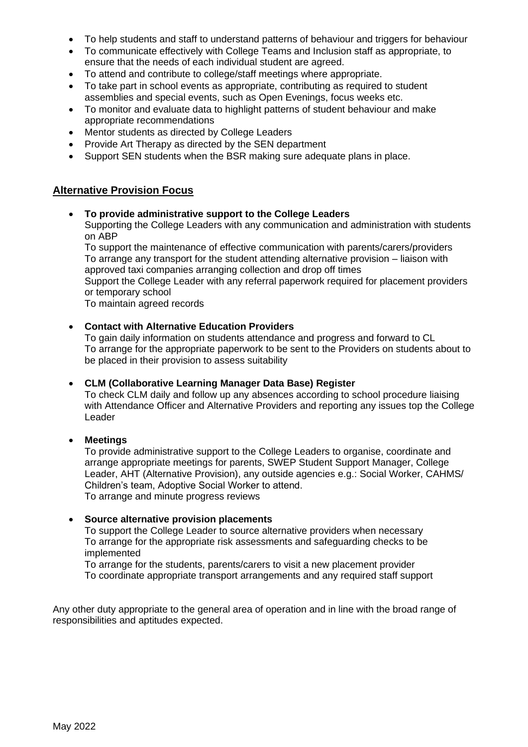- To help students and staff to understand patterns of behaviour and triggers for behaviour
- To communicate effectively with College Teams and Inclusion staff as appropriate, to ensure that the needs of each individual student are agreed.
- To attend and contribute to college/staff meetings where appropriate.
- To take part in school events as appropriate, contributing as required to student assemblies and special events, such as Open Evenings, focus weeks etc.
- To monitor and evaluate data to highlight patterns of student behaviour and make appropriate recommendations
- Mentor students as directed by College Leaders
- Provide Art Therapy as directed by the SEN department
- Support SEN students when the BSR making sure adequate plans in place.

## Alternative Provision Focus

- **To provide administrative support to the College Leaders**
  Supporting the College Leaders with any communication and administration with students on ABP
  To support the maintenance of effective communication with parents/carers/providers
  To arrange any transport for the student attending alternative provision – liaison with approved taxi companies arranging collection and drop off times
  Support the College Leader with any referral paperwork required for placement providers or temporary school
  To maintain agreed records

- **Contact with Alternative Education Providers**
  To gain daily information on students attendance and progress and forward to CL
  To arrange for the appropriate paperwork to be sent to the Providers on students about to be placed in their provision to assess suitability

- **CLM (Collaborative Learning Manager Data Base) Register**
  To check CLM daily and follow up any absences according to school procedure liaising with Attendance Officer and Alternative Providers and reporting any issues top the College Leader

- **Meetings**
  To provide administrative support to the College Leaders to organise, coordinate and arrange appropriate meetings for parents, SWEP Student Support Manager, College Leader, AHT (Alternative Provision), any outside agencies e.g.: Social Worker, CAHMS/ Children's team, Adoptive Social Worker to attend.
  To arrange and minute progress reviews

- **Source alternative provision placements**
  To support the College Leader to source alternative providers when necessary
  To arrange for the appropriate risk assessments and safeguarding checks to be implemented
  To arrange for the students, parents/carers to visit a new placement provider
  To coordinate appropriate transport arrangements and any required staff support

Any other duty appropriate to the general area of operation and in line with the broad range of responsibilities and aptitudes expected.

May 2022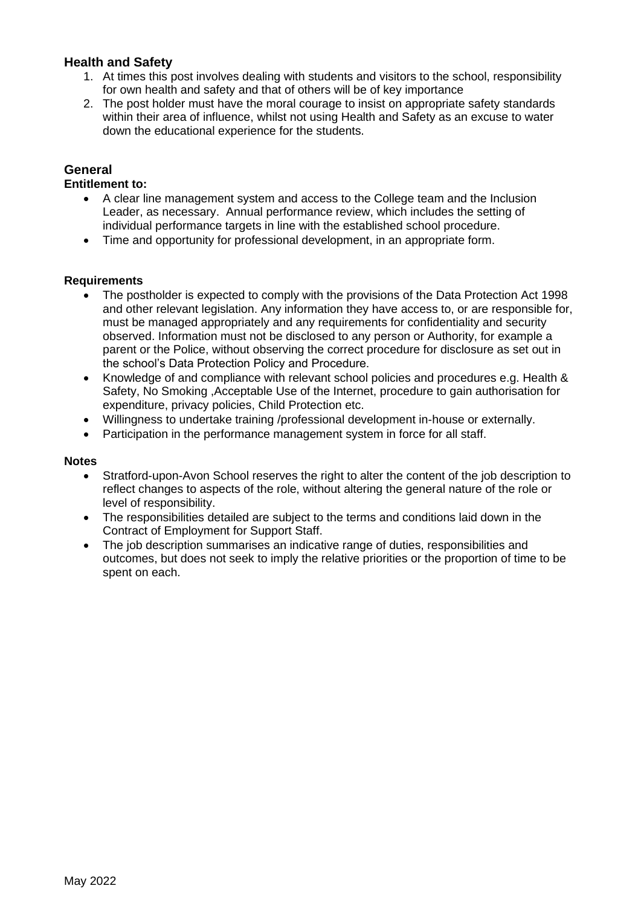## Health and Safety

1. At times this post involves dealing with students and visitors to the school, responsibility for own health and safety and that of others will be of key importance
2. The post holder must have the moral courage to insist on appropriate safety standards within their area of influence, whilst not using Health and Safety as an excuse to water down the educational experience for the students.

## General

**Entitlement to:**

- A clear line management system and access to the College team and the Inclusion Leader, as necessary. Annual performance review, which includes the setting of individual performance targets in line with the established school procedure.
- Time and opportunity for professional development, in an appropriate form.

**Requirements**

- The postholder is expected to comply with the provisions of the Data Protection Act 1998 and other relevant legislation. Any information they have access to, or are responsible for, must be managed appropriately and any requirements for confidentiality and security observed. Information must not be disclosed to any person or Authority, for example a parent or the Police, without observing the correct procedure for disclosure as set out in the school's Data Protection Policy and Procedure.
- Knowledge of and compliance with relevant school policies and procedures e.g. Health & Safety, No Smoking ,Acceptable Use of the Internet, procedure to gain authorisation for expenditure, privacy policies, Child Protection etc.
- Willingness to undertake training /professional development in-house or externally.
- Participation in the performance management system in force for all staff.

**Notes**

- Stratford-upon-Avon School reserves the right to alter the content of the job description to reflect changes to aspects of the role, without altering the general nature of the role or level of responsibility.
- The responsibilities detailed are subject to the terms and conditions laid down in the Contract of Employment for Support Staff.
- The job description summarises an indicative range of duties, responsibilities and outcomes, but does not seek to imply the relative priorities or the proportion of time to be spent on each.

May 2022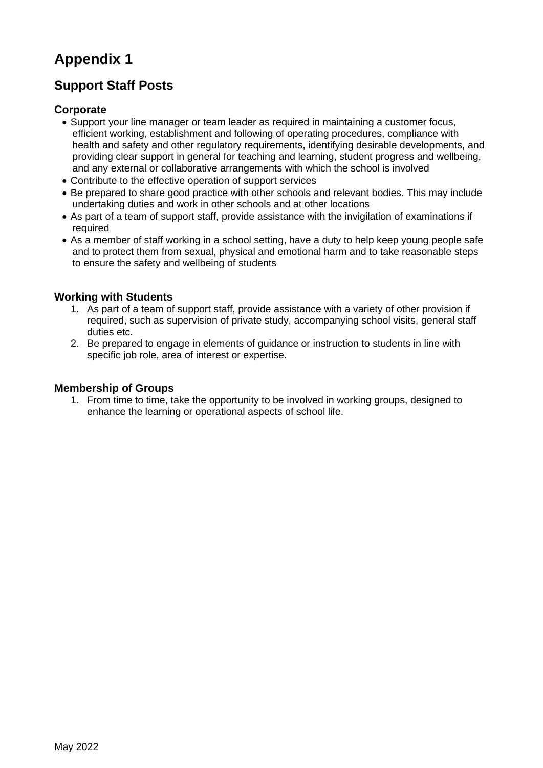# Appendix 1

## Support Staff Posts

### Corporate

- Support your line manager or team leader as required in maintaining a customer focus, efficient working, establishment and following of operating procedures, compliance with health and safety and other regulatory requirements, identifying desirable developments, and providing clear support in general for teaching and learning, student progress and wellbeing, and any external or collaborative arrangements with which the school is involved
- Contribute to the effective operation of support services
- Be prepared to share good practice with other schools and relevant bodies. This may include undertaking duties and work in other schools and at other locations
- As part of a team of support staff, provide assistance with the invigilation of examinations if required
- As a member of staff working in a school setting, have a duty to help keep young people safe and to protect them from sexual, physical and emotional harm and to take reasonable steps to ensure the safety and wellbeing of students

### Working with Students

1. As part of a team of support staff, provide assistance with a variety of other provision if required, such as supervision of private study, accompanying school visits, general staff duties etc.
2. Be prepared to engage in elements of guidance or instruction to students in line with specific job role, area of interest or expertise.

### Membership of Groups

1. From time to time, take the opportunity to be involved in working groups, designed to enhance the learning or operational aspects of school life.

May 2022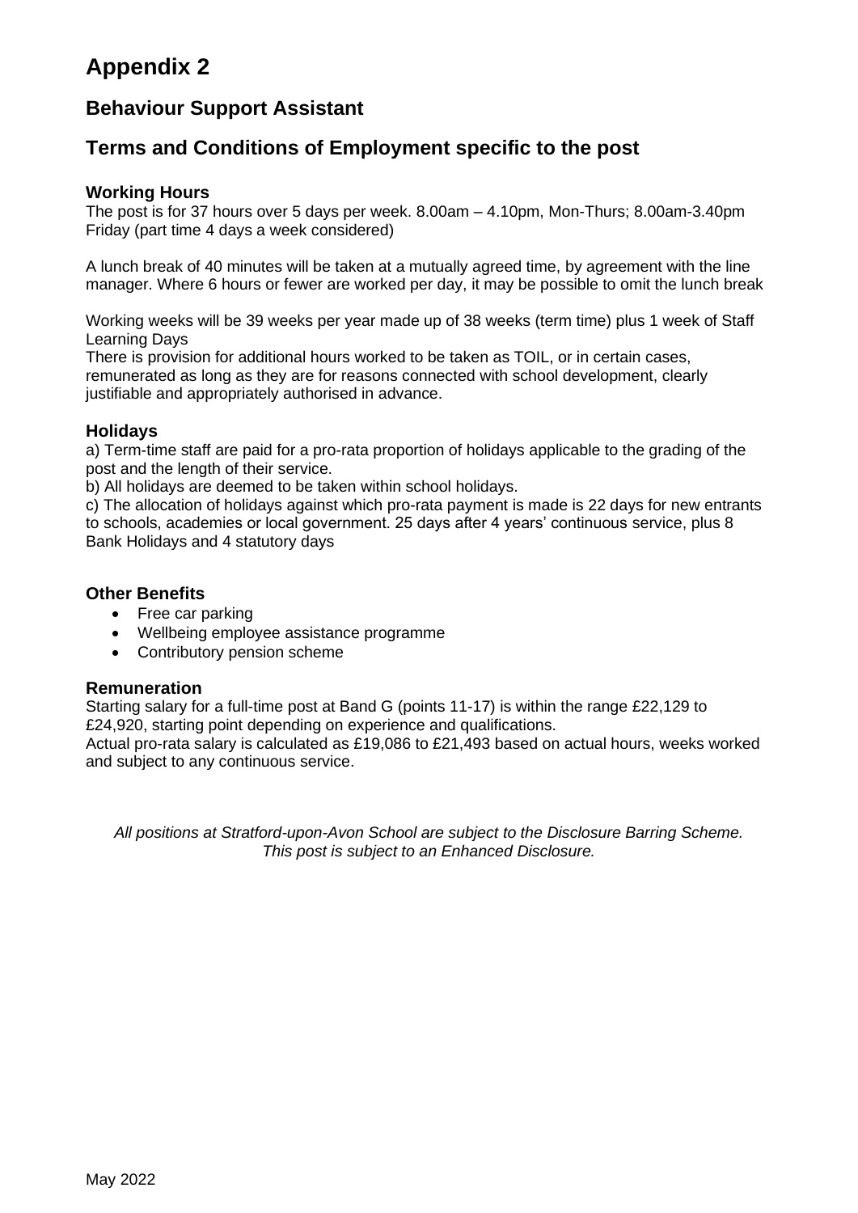# Appendix 2

## Behaviour Support Assistant

## Terms and Conditions of Employment specific to the post

### Working Hours

The post is for 37 hours over 5 days per week. 8.00am – 4.10pm, Mon-Thurs; 8.00am-3.40pm Friday (part time 4 days a week considered)

A lunch break of 40 minutes will be taken at a mutually agreed time, by agreement with the line manager. Where 6 hours or fewer are worked per day, it may be possible to omit the lunch break

Working weeks will be 39 weeks per year made up of 38 weeks (term time) plus 1 week of Staff Learning Days

There is provision for additional hours worked to be taken as TOIL, or in certain cases, remunerated as long as they are for reasons connected with school development, clearly justifiable and appropriately authorised in advance.

### Holidays

a) Term-time staff are paid for a pro-rata proportion of holidays applicable to the grading of the post and the length of their service.

b) All holidays are deemed to be taken within school holidays.

c) The allocation of holidays against which pro-rata payment is made is 22 days for new entrants to schools, academies or local government. 25 days after 4 years' continuous service, plus 8 Bank Holidays and 4 statutory days

### Other Benefits

- Free car parking
- Wellbeing employee assistance programme
- Contributory pension scheme

### Remuneration

Starting salary for a full-time post at Band G (points 11-17) is within the range £22,129 to £24,920, starting point depending on experience and qualifications.

Actual pro-rata salary is calculated as £19,086 to £21,493 based on actual hours, weeks worked and subject to any continuous service.

*All positions at Stratford-upon-Avon School are subject to the Disclosure Barring Scheme. This post is subject to an Enhanced Disclosure.*

May 2022